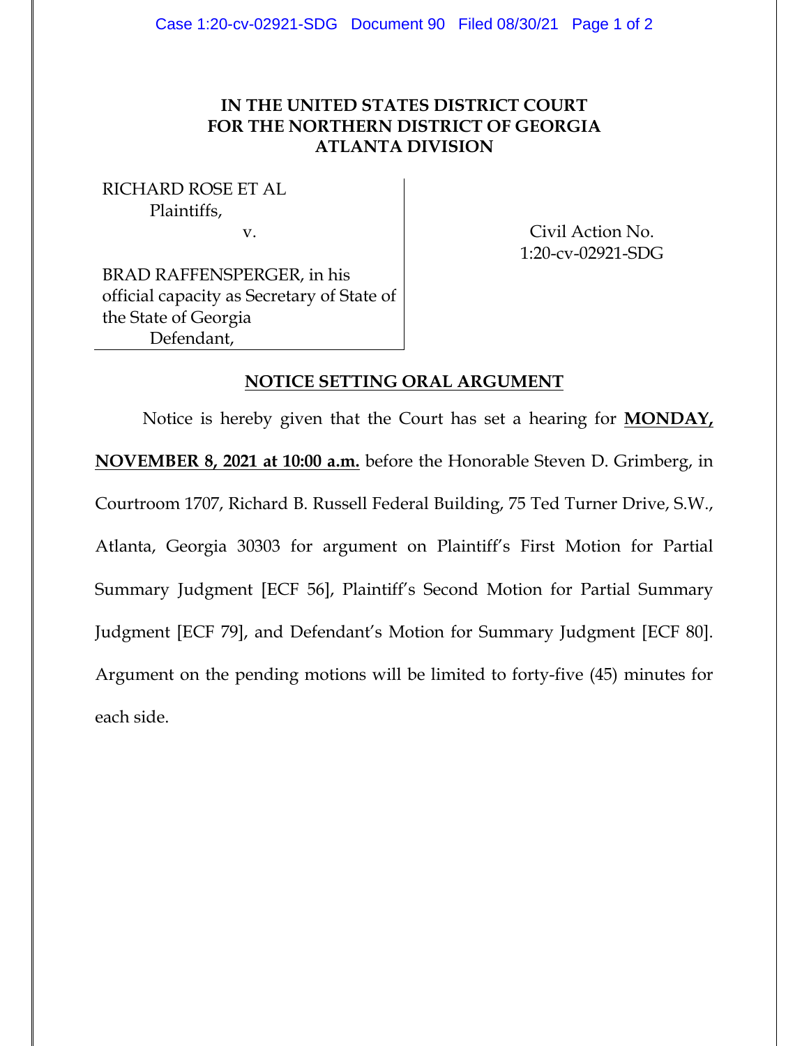**IN THE UNITED STATES DISTRICT COURT**
**FOR THE NORTHERN DISTRICT OF GEORGIA**
**ATLANTA DIVISION**

RICHARD ROSE ET AL
Plaintiffs,
v.

BRAD RAFFENSPERGER, in his official capacity as Secretary of State of the State of Georgia
Defendant,

Civil Action No.
1:20-cv-02921-SDG

**NOTICE SETTING ORAL ARGUMENT**

Notice is hereby given that the Court has set a hearing for **MONDAY, NOVEMBER 8, 2021 at 10:00 a.m.** before the Honorable Steven D. Grimberg, in Courtroom 1707, Richard B. Russell Federal Building, 75 Ted Turner Drive, S.W., Atlanta, Georgia 30303 for argument on Plaintiff's First Motion for Partial Summary Judgment [ECF 56], Plaintiff's Second Motion for Partial Summary Judgment [ECF 79], and Defendant's Motion for Summary Judgment [ECF 80]. Argument on the pending motions will be limited to forty-five (45) minutes for each side.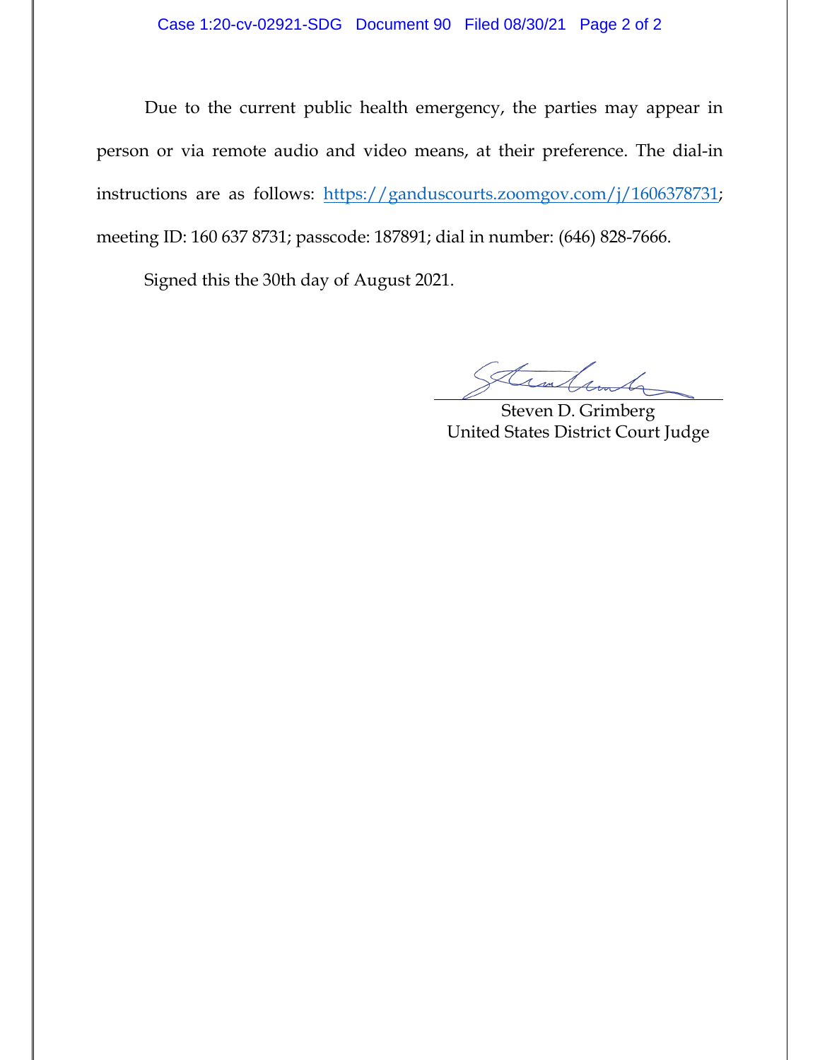Due to the current public health emergency, the parties may appear in person or via remote audio and video means, at their preference. The dial-in instructions are as follows: https://ganduscourts.zoomgov.com/j/1606378731; meeting ID: 160 637 8731; passcode: 187891; dial in number: (646) 828-7666.

Signed this the 30th day of August 2021.

Steven D. Grimberg
United States District Court Judge